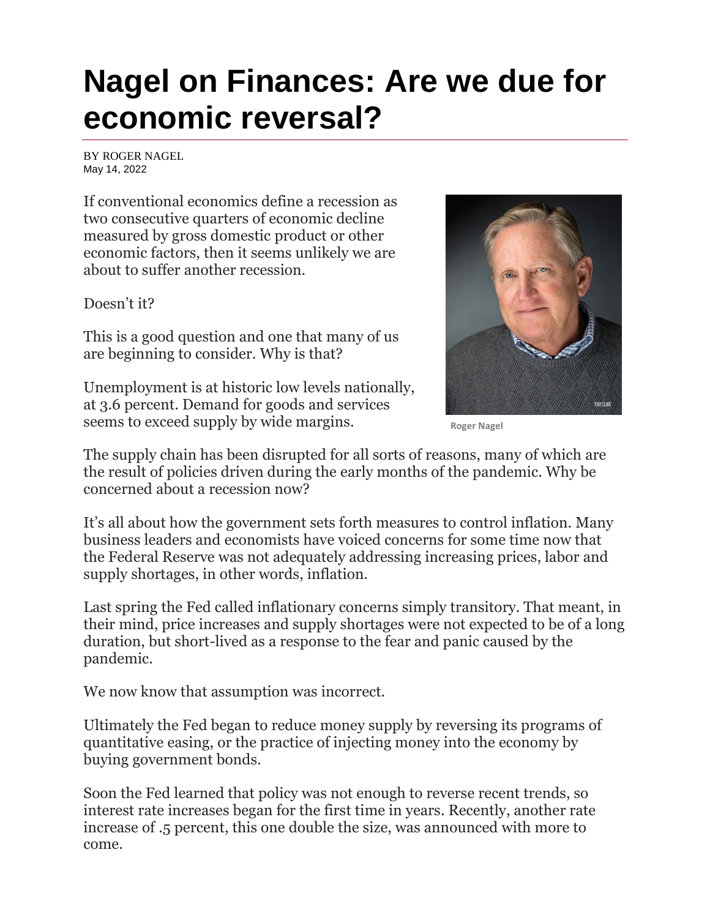# Nagel on Finances: Are we due for economic reversal?

BY ROGER NAGEL
May 14, 2022

If conventional economics define a recession as two consecutive quarters of economic decline measured by gross domestic product or other economic factors, then it seems unlikely we are about to suffer another recession.

Doesn't it?

This is a good question and one that many of us are beginning to consider. Why is that?

Unemployment is at historic low levels nationally, at 3.6 percent. Demand for goods and services seems to exceed supply by wide margins.

Roger Nagel

The supply chain has been disrupted for all sorts of reasons, many of which are the result of policies driven during the early months of the pandemic. Why be concerned about a recession now?

It's all about how the government sets forth measures to control inflation. Many business leaders and economists have voiced concerns for some time now that the Federal Reserve was not adequately addressing increasing prices, labor and supply shortages, in other words, inflation.

Last spring the Fed called inflationary concerns simply transitory. That meant, in their mind, price increases and supply shortages were not expected to be of a long duration, but short-lived as a response to the fear and panic caused by the pandemic.

We now know that assumption was incorrect.

Ultimately the Fed began to reduce money supply by reversing its programs of quantitative easing, or the practice of injecting money into the economy by buying government bonds.

Soon the Fed learned that policy was not enough to reverse recent trends, so interest rate increases began for the first time in years. Recently, another rate increase of .5 percent, this one double the size, was announced with more to come.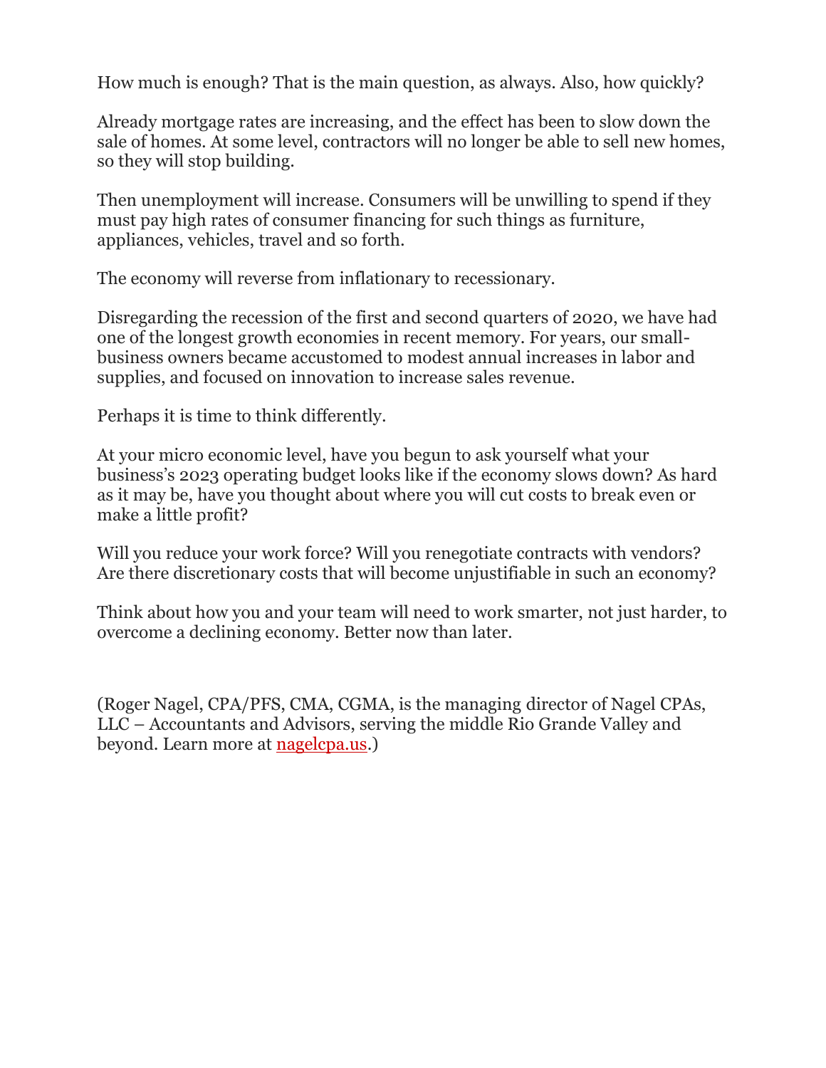How much is enough? That is the main question, as always. Also, how quickly?

Already mortgage rates are increasing, and the effect has been to slow down the sale of homes. At some level, contractors will no longer be able to sell new homes, so they will stop building.

Then unemployment will increase. Consumers will be unwilling to spend if they must pay high rates of consumer financing for such things as furniture, appliances, vehicles, travel and so forth.

The economy will reverse from inflationary to recessionary.

Disregarding the recession of the first and second quarters of 2020, we have had one of the longest growth economies in recent memory. For years, our small-business owners became accustomed to modest annual increases in labor and supplies, and focused on innovation to increase sales revenue.

Perhaps it is time to think differently.

At your micro economic level, have you begun to ask yourself what your business's 2023 operating budget looks like if the economy slows down? As hard as it may be, have you thought about where you will cut costs to break even or make a little profit?

Will you reduce your work force? Will you renegotiate contracts with vendors? Are there discretionary costs that will become unjustifiable in such an economy?

Think about how you and your team will need to work smarter, not just harder, to overcome a declining economy. Better now than later.

(Roger Nagel, CPA/PFS, CMA, CGMA, is the managing director of Nagel CPAs, LLC – Accountants and Advisors, serving the middle Rio Grande Valley and beyond. Learn more at [nagelcpa.us](nagelcpa.us).)